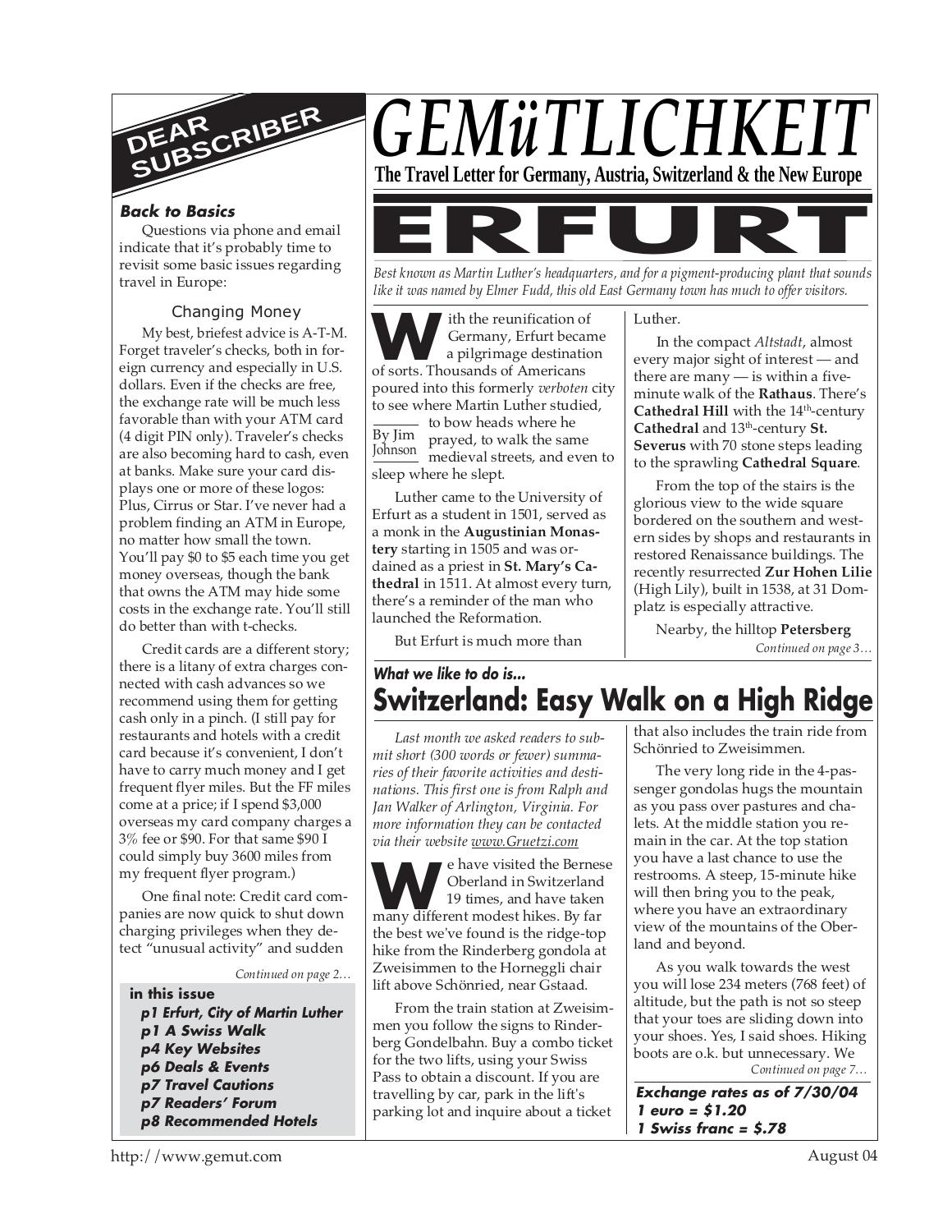# GEMüTLICHKEIT

**The Travel Letter for Germany, Austria, Switzerland & the New Europe**

## DEAR SUBSCRIBER

***Back to Basics***

Questions via phone and email indicate that it's probably time to revisit some basic issues regarding travel in Europe:

### Changing Money

My best, briefest advice is A-T-M. Forget traveler's checks, both in foreign currency and especially in U.S. dollars. Even if the checks are free, the exchange rate will be much less favorable than with your ATM card (4 digit PIN only). Traveler's checks are also becoming hard to cash, even at banks. Make sure your card displays one or more of these logos: Plus, Cirrus or Star. I've never had a problem finding an ATM in Europe, no matter how small the town. You'll pay $0 to $5 each time you get money overseas, though the bank that owns the ATM may hide some costs in the exchange rate. You'll still do better than with t-checks.

Credit cards are a different story; there is a litany of extra charges connected with cash advances so we recommend using them for getting cash only in a pinch. (I still pay for restaurants and hotels with a credit card because it's convenient, I don't have to carry much money and I get frequent flyer miles. But the FF miles come at a price; if I spend $3,000 overseas my card company charges a 3% fee or $90. For that same $90 I could simply buy 3600 miles from my frequent flyer program.)

One final note: Credit card companies are now quick to shut down charging privileges when they detect "unusual activity" and sudden

*Continued on page 2…*

**in this issue**

- ***p1 Erfurt, City of Martin Luther***
- ***p1 A Swiss Walk***
- ***p4 Key Websites***
- ***p6 Deals & Events***
- ***p7 Travel Cautions***
- ***p7 Readers' Forum***
- ***p8 Recommended Hotels***

# ERFURT

*Best known as Martin Luther's headquarters, and for a pigment-producing plant that sounds like it was named by Elmer Fudd, this old East Germany town has much to offer visitors.*

By Jim Johnson

With the reunification of Germany, Erfurt became a pilgrimage destination of sorts. Thousands of Americans poured into this formerly *verboten* city to see where Martin Luther studied, to bow heads where he prayed, to walk the same medieval streets, and even to sleep where he slept.

Luther came to the University of Erfurt as a student in 1501, served as a monk in the **Augustinian Monastery** starting in 1505 and was ordained as a priest in **St. Mary's Cathedral** in 1511. At almost every turn, there's a reminder of the man who launched the Reformation.

But Erfurt is much more than Luther.

In the compact *Altstadt*, almost every major sight of interest — and there are many — is within a five-minute walk of the **Rathaus**. There's **Cathedral Hill** with the 14th-century **Cathedral** and 13th-century **St. Severus** with 70 stone steps leading to the sprawling **Cathedral Square**.

From the top of the stairs is the glorious view to the wide square bordered on the southern and western sides by shops and restaurants in restored Renaissance buildings. The recently resurrected **Zur Hohen Lilie** (High Lily), built in 1538, at 31 Domplatz is especially attractive.

Nearby, the hilltop **Petersberg**

*Continued on page 3…*

***What we like to do is...***

## Switzerland: Easy Walk on a High Ridge

*Last month we asked readers to submit short (300 words or fewer) summaries of their favorite activities and destinations. This first one is from Ralph and Jan Walker of Arlington, Virginia. For more information they can be contacted via their website www.Gruetzi.com*

We have visited the Bernese Oberland in Switzerland 19 times, and have taken many different modest hikes. By far the best we've found is the ridge-top hike from the Rinderberg gondola at Zweisimmen to the Horneggli chair lift above Schönried, near Gstaad.

From the train station at Zweisimmen you follow the signs to Rinderberg Gondelbahn. Buy a combo ticket for the two lifts, using your Swiss Pass to obtain a discount. If you are travelling by car, park in the lift's parking lot and inquire about a ticket that also includes the train ride from Schönried to Zweisimmen.

The very long ride in the 4-passenger gondolas hugs the mountain as you pass over pastures and chalets. At the middle station you remain in the car. At the top station you have a last chance to use the restrooms. A steep, 15-minute hike will then bring you to the peak, where you have an extraordinary view of the mountains of the Oberland and beyond.

As you walk towards the west you will lose 234 meters (768 feet) of altitude, but the path is not so steep that your toes are sliding down into your shoes. Yes, I said shoes. Hiking boots are o.k. but unnecessary. We

*Continued on page 7…*

***Exchange rates as of 7/30/04***
***1 euro = $1.20***
***1 Swiss franc = $.78***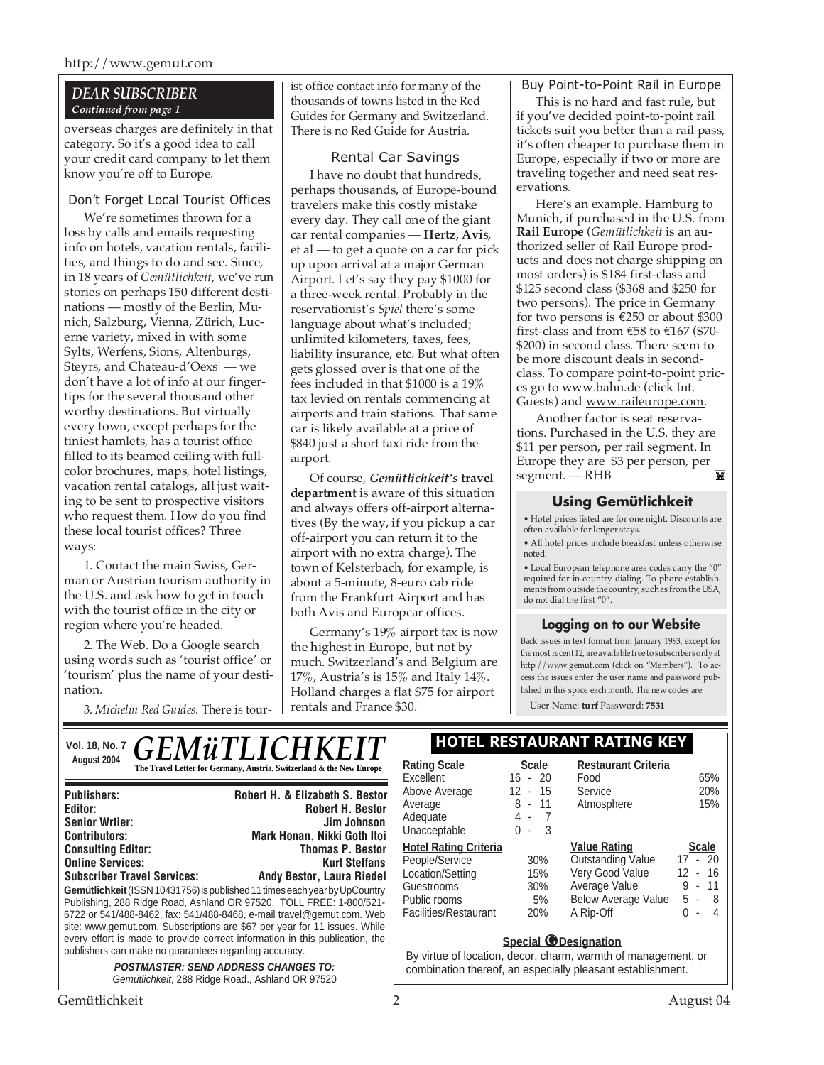## DEAR SUBSCRIBER

*Continued from page 1*

overseas charges are definitely in that category. So it's a good idea to call your credit card company to let them know you're off to Europe.

### Don't Forget Local Tourist Offices

We're sometimes thrown for a loss by calls and emails requesting info on hotels, vacation rentals, facilities, and things to do and see. Since, in 18 years of *Gemütlichkeit*, we've run stories on perhaps 150 different destinations — mostly of the Berlin, Munich, Salzburg, Vienna, Zürich, Lucerne variety, mixed in with some Sylts, Werfens, Sions, Altenburgs, Steyrs, and Chateau-d'Oexs — we don't have a lot of info at our fingertips for the several thousand other worthy destinations. But virtually every town, except perhaps for the tiniest hamlets, has a tourist office filled to its beamed ceiling with full-color brochures, maps, hotel listings, vacation rental catalogs, all just waiting to be sent to prospective visitors who request them. How do you find these local tourist offices? Three ways:

1. Contact the main Swiss, German or Austrian tourism authority in the U.S. and ask how to get in touch with the tourist office in the city or region where you're headed.

2. The Web. Do a Google search using words such as 'tourist office' or 'tourism' plus the name of your destination.

3. *Michelin Red Guides*. There is tourist office contact info for many of the thousands of towns listed in the Red Guides for Germany and Switzerland. There is no Red Guide for Austria.

### Rental Car Savings

I have no doubt that hundreds, perhaps thousands, of Europe-bound travelers make this costly mistake every day. They call one of the giant car rental companies — **Hertz**, **Avis**, et al — to get a quote on a car for pick up upon arrival at a major German Airport. Let's say they pay $1000 for a three-week rental. Probably in the reservationist's *Spiel* there's some language about what's included; unlimited kilometers, taxes, fees, liability insurance, etc. But what often gets glossed over is that one of the fees included in that $1000 is a 19% tax levied on rentals commencing at airports and train stations. That same car is likely available at a price of $840 just a short taxi ride from the airport.

Of course, ***Gemütlichkeit's* travel department** is aware of this situation and always offers off-airport alternatives (By the way, if you pickup a car off-airport you can return it to the airport with no extra charge). The town of Kelsterbach, for example, is about a 5-minute, 8-euro cab ride from the Frankfurt Airport and has both Avis and Europcar offices.

Germany's 19% airport tax is now the highest in Europe, but not by much. Switzerland's and Belgium are 17%, Austria's is 15% and Italy 14%. Holland charges a flat $75 for airport rentals and France $30.

### Buy Point-to-Point Rail in Europe

This is no hard and fast rule, but if you've decided point-to-point rail tickets suit you better than a rail pass, it's often cheaper to purchase them in Europe, especially if two or more are traveling together and need seat reservations.

Here's an example. Hamburg to Munich, if purchased in the U.S. from **Rail Europe** (*Gemütlichkeit* is an authorized seller of Rail Europe products and does not charge shipping on most orders) is $184 first-class and $125 second class ($368 and $250 for two persons). The price in Germany for two persons is €250 or about $300 first-class and from €58 to €167 ($70-$200) in second class. There seem to be more discount deals in second-class. To compare point-to-point prices go to www.bahn.de (click Int. Guests) and www.raileurope.com.

Another factor is seat reservations. Purchased in the U.S. they are $11 per person, per rail segment. In Europe they are $3 per person, per segment. — RHB

### Using Gemütlichkeit

- Hotel prices listed are for one night. Discounts are often available for longer stays.
- All hotel prices include breakfast unless otherwise noted.
- Local European telephone area codes carry the "0" required for in-country dialing. To phone establishments from outside the country, such as from the USA, do not dial the first "0".

### Logging on to our Website

Back issues in text format from January 1993, except for the most recent 12, are available free to subscribers only at http://www.gemut.com (click on "Members"). To access the issues enter the user name and password published in this space each month. The new codes are:

User Name: **turf** Password: **7531**

---

**Vol. 18, No. 7**
**August 2004**

# GEMüTLICHKEIT

**The Travel Letter for Germany, Austria, Switzerland & the New Europe**

| | |
|---|---|
| **Publishers:** | **Robert H. & Elizabeth S. Bestor** |
| **Editor:** | **Robert H. Bestor** |
| **Senior Wrtier:** | **Jim Johnson** |
| **Contributors:** | **Mark Honan, Nikki Goth Itoi** |
| **Consulting Editor:** | **Thomas P. Bestor** |
| **Online Services:** | **Kurt Steffans** |
| **Subscriber Travel Services:** | **Andy Bestor, Laura Riedel** |

**Gemütlichkeit** (ISSN 10431756) is published 11 times each year by UpCountry Publishing, 288 Ridge Road, Ashland OR 97520. TOLL FREE: 1-800/521-6722 or 541/488-8462, fax: 541/488-8468, e-mail travel@gemut.com. Web site: www.gemut.com. Subscriptions are $67 per year for 11 issues. While every effort is made to provide correct information in this publication, the publishers can make no guarantees regarding accuracy.

***POSTMASTER: SEND ADDRESS CHANGES TO:***
*Gemütlichkeit*, 288 Ridge Road., Ashland OR 97520

### HOTEL RESTAURANT RATING KEY

| Rating Scale | Scale |
|---|---|
| Excellent | 16 - 20 |
| Above Average | 12 - 15 |
| Average | 8 - 11 |
| Adequate | 4 - 7 |
| Unacceptable | 0 - 3 |

| Restaurant Criteria | |
|---|---|
| Food | 65% |
| Service | 20% |
| Atmosphere | 15% |

| Hotel Rating Criteria | |
|---|---|
| People/Service | 30% |
| Location/Setting | 15% |
| Guestrooms | 30% |
| Public rooms | 5% |
| Facilities/Restaurant | 20% |

| Value Rating | Scale |
|---|---|
| Outstanding Value | 17 - 20 |
| Very Good Value | 12 - 16 |
| Average Value | 9 - 11 |
| Below Average Value | 5 - 8 |
| A Rip-Off | 0 - 4 |

**Special G Designation**

By virtue of location, decor, charm, warmth of management, or combination thereof, an especially pleasant establishment.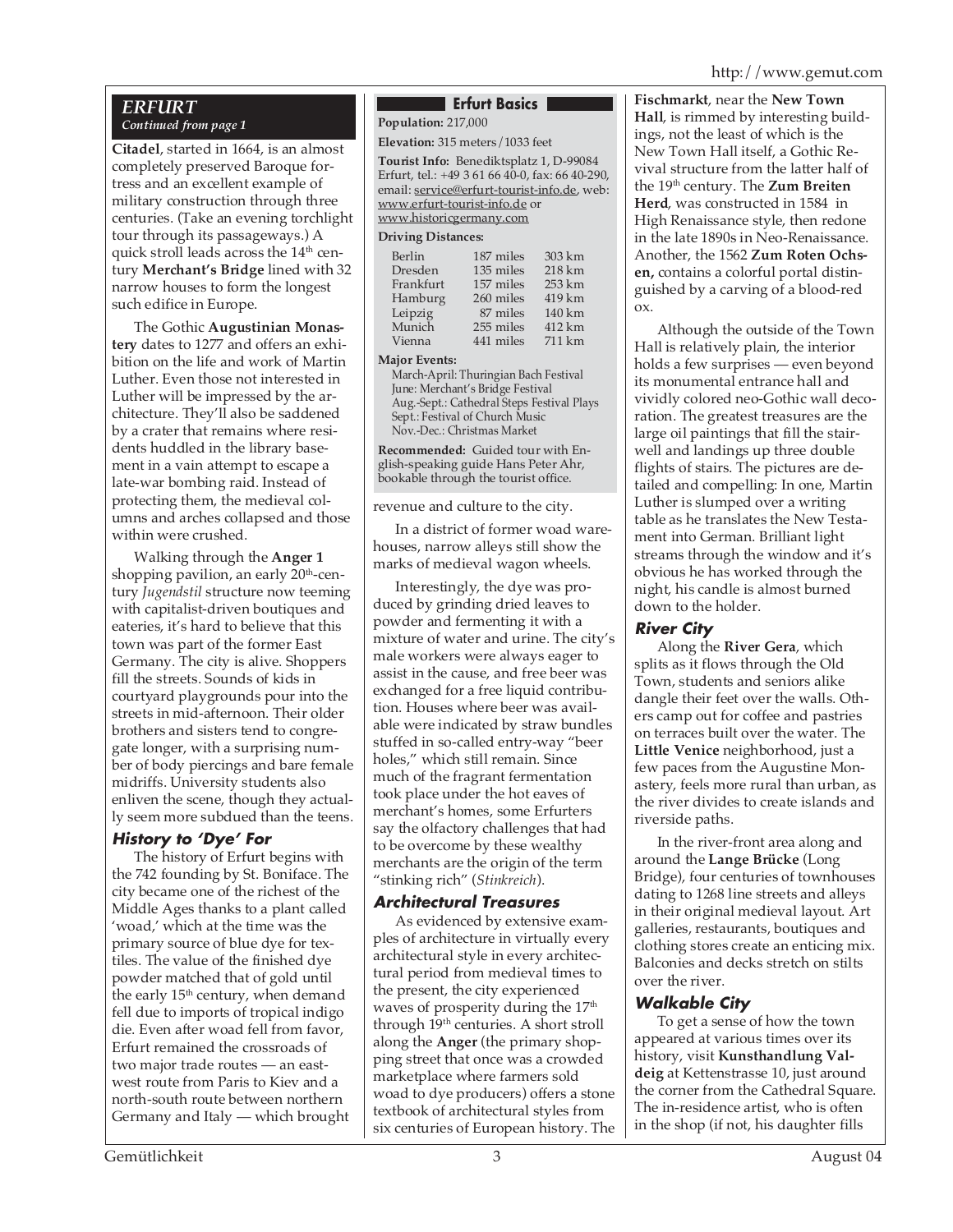## ERFURT

*Continued from page 1*

**Citadel**, started in 1664, is an almost completely preserved Baroque fortress and an excellent example of military construction through three centuries. (Take an evening torchlight tour through its passageways.) A quick stroll leads across the 14th century **Merchant's Bridge** lined with 32 narrow houses to form the longest such edifice in Europe.

The Gothic **Augustinian Monastery** dates to 1277 and offers an exhibition on the life and work of Martin Luther. Even those not interested in Luther will be impressed by the architecture. They'll also be saddened by a crater that remains where residents huddled in the library basement in a vain attempt to escape a late-war bombing raid. Instead of protecting them, the medieval columns and arches collapsed and those within were crushed.

Walking through the **Anger 1** shopping pavilion, an early 20th-century *Jugendstil* structure now teeming with capitalist-driven boutiques and eateries, it's hard to believe that this town was part of the former East Germany. The city is alive. Shoppers fill the streets. Sounds of kids in courtyard playgrounds pour into the streets in mid-afternoon. Their older brothers and sisters tend to congregate longer, with a surprising number of body piercings and bare female midriffs. University students also enliven the scene, though they actually seem more subdued than the teens.

### History to 'Dye' For

The history of Erfurt begins with the 742 founding by St. Boniface. The city became one of the richest of the Middle Ages thanks to a plant called 'woad,' which at the time was the primary source of blue dye for textiles. The value of the finished dye powder matched that of gold until the early 15th century, when demand fell due to imports of tropical indigo die. Even after woad fell from favor, Erfurt remained the crossroads of two major trade routes — an east-west route from Paris to Kiev and a north-south route between northern Germany and Italy — which brought revenue and culture to the city.

> **Erfurt Basics**
>
> **Population:** 217,000
>
> **Elevation:** 315 meters/1033 feet
>
> **Tourist Info:** Benediktsplatz 1, D-99084 Erfurt, tel.: +49 3 61 66 40-0, fax: 66 40-290, email: service@erfurt-tourist-info.de, web: www.erfurt-tourist-info.de or www.historicgermany.com
>
> **Driving Distances:**
>
> | City | Miles | Km |
> |---|---|---|
> | Berlin | 187 miles | 303 km |
> | Dresden | 135 miles | 218 km |
> | Frankfurt | 157 miles | 253 km |
> | Hamburg | 260 miles | 419 km |
> | Leipzig | 87 miles | 140 km |
> | Munich | 255 miles | 412 km |
> | Vienna | 441 miles | 711 km |
>
> **Major Events:**
> March-April: Thuringian Bach Festival
> June: Merchant's Bridge Festival
> Aug.-Sept.: Cathedral Steps Festival Plays
> Sept.: Festival of Church Music
> Nov.-Dec.: Christmas Market
>
> **Recommended:** Guided tour with English-speaking guide Hans Peter Ahr, bookable through the tourist office.

In a district of former woad warehouses, narrow alleys still show the marks of medieval wagon wheels.

Interestingly, the dye was produced by grinding dried leaves to powder and fermenting it with a mixture of water and urine. The city's male workers were always eager to assist in the cause, and free beer was exchanged for a free liquid contribution. Houses where beer was available were indicated by straw bundles stuffed in so-called entry-way "beer holes," which still remain. Since much of the fragrant fermentation took place under the hot eaves of merchant's homes, some Erfurters say the olfactory challenges that had to be overcome by these wealthy merchants are the origin of the term "stinking rich" (*Stinkreich*).

### Architectural Treasures

As evidenced by extensive examples of architecture in virtually every architectural style in every architectural period from medieval times to the present, the city experienced waves of prosperity during the 17th through 19th centuries. A short stroll along the **Anger** (the primary shopping street that once was a crowded marketplace where farmers sold woad to dye producers) offers a stone textbook of architectural styles from six centuries of European history. The **Fischmarkt**, near the **New Town Hall**, is rimmed by interesting buildings, not the least of which is the New Town Hall itself, a Gothic Revival structure from the latter half of the 19th century. The **Zum Breiten Herd**, was constructed in 1584 in High Renaissance style, then redone in the late 1890s in Neo-Renaissance. Another, the 1562 **Zum Roten Ochsen,** contains a colorful portal distinguished by a carving of a blood-red ox.

Although the outside of the Town Hall is relatively plain, the interior holds a few surprises — even beyond its monumental entrance hall and vividly colored neo-Gothic wall decoration. The greatest treasures are the large oil paintings that fill the stairwell and landings up three double flights of stairs. The pictures are detailed and compelling: In one, Martin Luther is slumped over a writing table as he translates the New Testament into German. Brilliant light streams through the window and it's obvious he has worked through the night, his candle is almost burned down to the holder.

### River City

Along the **River Gera**, which splits as it flows through the Old Town, students and seniors alike dangle their feet over the walls. Others camp out for coffee and pastries on terraces built over the water. The **Little Venice** neighborhood, just a few paces from the Augustine Monastery, feels more rural than urban, as the river divides to create islands and riverside paths.

In the river-front area along and around the **Lange Brücke** (Long Bridge), four centuries of townhouses dating to 1268 line streets and alleys in their original medieval layout. Art galleries, restaurants, boutiques and clothing stores create an enticing mix. Balconies and decks stretch on stilts over the river.

### Walkable City

To get a sense of how the town appeared at various times over its history, visit **Kunsthandlung Valdeig** at Kettenstrasse 10, just around the corner from the Cathedral Square. The in-residence artist, who is often in the shop (if not, his daughter fills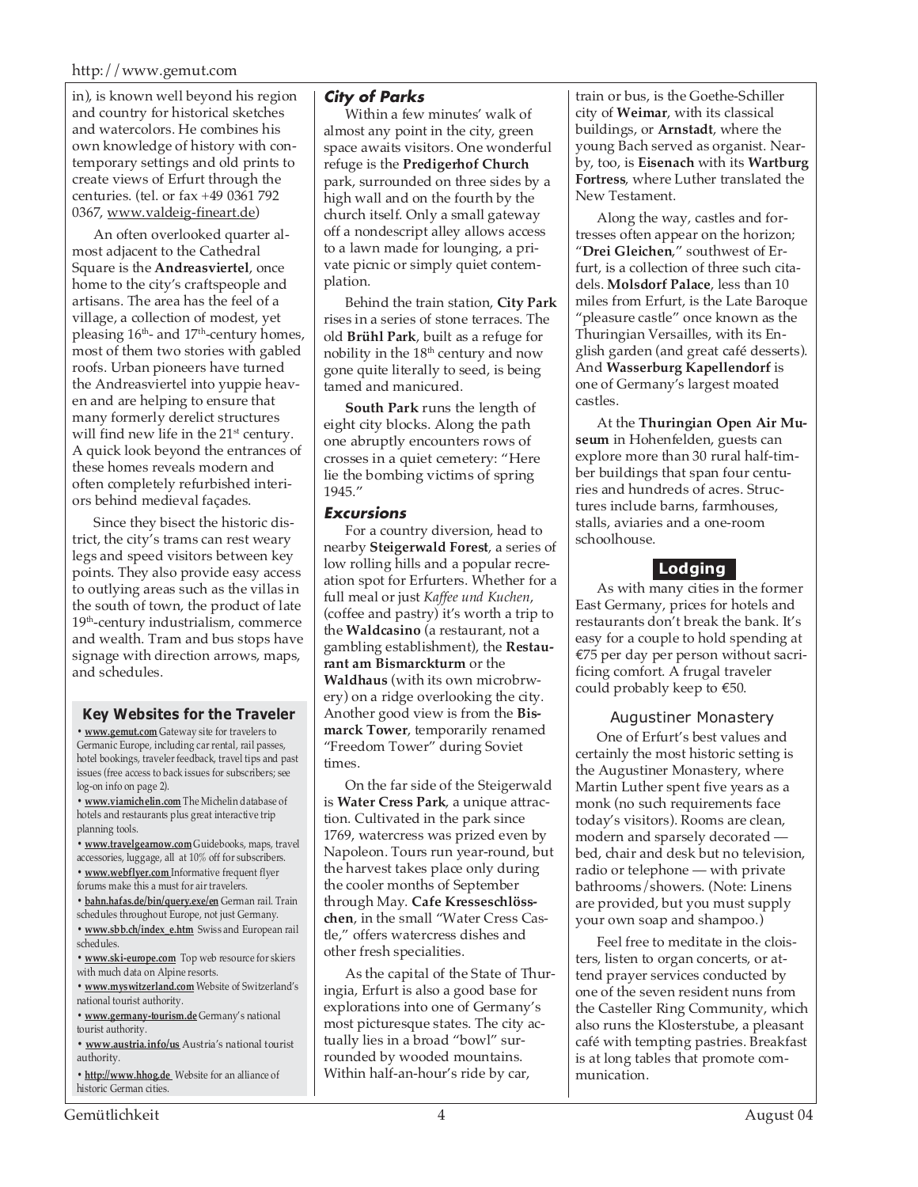in), is known well beyond his region and country for historical sketches and watercolors. He combines his own knowledge of history with contemporary settings and old prints to create views of Erfurt through the centuries. (tel. or fax +49 0361 792 0367, www.valdeig-fineart.de)

An often overlooked quarter almost adjacent to the Cathedral Square is the **Andreasviertel**, once home to the city's craftspeople and artisans. The area has the feel of a village, a collection of modest, yet pleasing 16th- and 17th-century homes, most of them two stories with gabled roofs. Urban pioneers have turned the Andreasviertel into yuppie heaven and are helping to ensure that many formerly derelict structures will find new life in the 21st century. A quick look beyond the entrances of these homes reveals modern and often completely refurbished interiors behind medieval façades.

Since they bisect the historic district, the city's trams can rest weary legs and speed visitors between key points. They also provide easy access to outlying areas such as the villas in the south of town, the product of late 19th-century industrialism, commerce and wealth. Tram and bus stops have signage with direction arrows, maps, and schedules.

### Key Websites for the Traveler

- **www.gemut.com** Gateway site for travelers to Germanic Europe, including car rental, rail passes, hotel bookings, traveler feedback, travel tips and past issues (free access to back issues for subscribers; see log-on info on page 2).
- **www.viamichelin.com** The Michelin database of hotels and restaurants plus great interactive trip planning tools.
- **www.travelgearnow.com** Guidebooks, maps, travel accessories, luggage, all at 10% off for subscribers.
- **www.webflyer.com** Informative frequent flyer forums make this a must for air travelers.
- **bahn.hafas.de/bin/query.exe/en** German rail. Train schedules throughout Europe, not just Germany.
- **www.sbb.ch/index_e.htm** Swiss and European rail schedules.
- **www.ski-europe.com** Top web resource for skiers with much data on Alpine resorts.
- **www.myswitzerland.com** Website of Switzerland's national tourist authority.
- **www.germany-tourism.de** Germany's national tourist authority.
- **www.austria.info/us** Austria's national tourist authority.
- **http://www.hhog.de** Website for an alliance of historic German cities.

### City of Parks

Within a few minutes' walk of almost any point in the city, green space awaits visitors. One wonderful refuge is the **Predigerhof Church** park, surrounded on three sides by a high wall and on the fourth by the church itself. Only a small gateway off a nondescript alley allows access to a lawn made for lounging, a private picnic or simply quiet contemplation.

Behind the train station, **City Park** rises in a series of stone terraces. The old **Brühl Park**, built as a refuge for nobility in the 18th century and now gone quite literally to seed, is being tamed and manicured.

**South Park** runs the length of eight city blocks. Along the path one abruptly encounters rows of crosses in a quiet cemetery: "Here lie the bombing victims of spring 1945."

### Excursions

For a country diversion, head to nearby **Steigerwald Forest**, a series of low rolling hills and a popular recreation spot for Erfurters. Whether for a full meal or just *Kaffee und Kuchen*, (coffee and pastry) it's worth a trip to the **Waldcasino** (a restaurant, not a gambling establishment), the **Restaurant am Bismarckturm** or the **Waldhaus** (with its own microbrwery) on a ridge overlooking the city. Another good view is from the **Bismarck Tower**, temporarily renamed "Freedom Tower" during Soviet times.

On the far side of the Steigerwald is **Water Cress Park**, a unique attraction. Cultivated in the park since 1769, watercress was prized even by Napoleon. Tours run year-round, but the harvest takes place only during the cooler months of September through May. **Cafe Kresseschlösschen**, in the small "Water Cress Castle," offers watercress dishes and other fresh specialities.

As the capital of the State of Thuringia, Erfurt is also a good base for explorations into one of Germany's most picturesque states. The city actually lies in a broad "bowl" surrounded by wooded mountains. Within half-an-hour's ride by car, train or bus, is the Goethe-Schiller city of **Weimar**, with its classical buildings, or **Arnstadt**, where the young Bach served as organist. Nearby, too, is **Eisenach** with its **Wartburg Fortress**, where Luther translated the New Testament.

Along the way, castles and fortresses often appear on the horizon; "**Drei Gleichen**," southwest of Erfurt, is a collection of three such citadels. **Molsdorf Palace**, less than 10 miles from Erfurt, is the Late Baroque "pleasure castle" once known as the Thuringian Versailles, with its English garden (and great café desserts). And **Wasserburg Kapellendorf** is one of Germany's largest moated castles.

At the **Thuringian Open Air Museum** in Hohenfelden, guests can explore more than 30 rural half-timber buildings that span four centuries and hundreds of acres. Structures include barns, farmhouses, stalls, aviaries and a one-room schoolhouse.

## Lodging

As with many cities in the former East Germany, prices for hotels and restaurants don't break the bank. It's easy for a couple to hold spending at €75 per day per person without sacrificing comfort. A frugal traveler could probably keep to €50.

### Augustiner Monastery

One of Erfurt's best values and certainly the most historic setting is the Augustiner Monastery, where Martin Luther spent five years as a monk (no such requirements face today's visitors). Rooms are clean, modern and sparsely decorated — bed, chair and desk but no television, radio or telephone — with private bathrooms/showers. (Note: Linens are provided, but you must supply your own soap and shampoo.)

Feel free to meditate in the cloisters, listen to organ concerts, or attend prayer services conducted by one of the seven resident nuns from the Casteller Ring Community, which also runs the Klosterstube, a pleasant café with tempting pastries. Breakfast is at long tables that promote communication.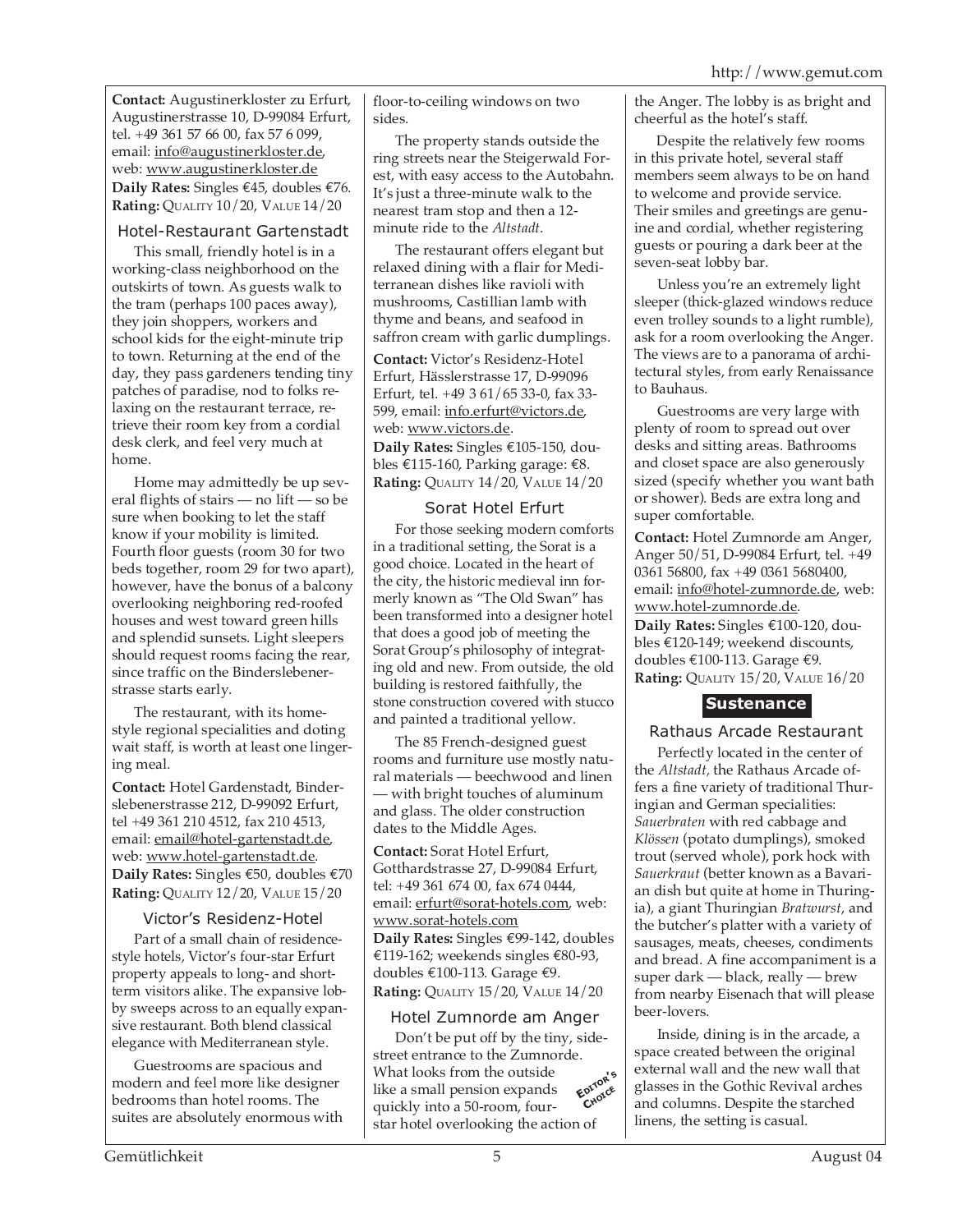**Contact:** Augustinerkloster zu Erfurt, Augustinerstrasse 10, D-99084 Erfurt, tel. +49 361 57 66 00, fax 57 6 099, email: info@augustinerkloster.de, web: www.augustinerkloster.de
**Daily Rates:** Singles €45, doubles €76.
**Rating:** QUALITY 10/20, VALUE 14/20

### Hotel-Restaurant Gartenstadt

This small, friendly hotel is in a working-class neighborhood on the outskirts of town. As guests walk to the tram (perhaps 100 paces away), they join shoppers, workers and school kids for the eight-minute trip to town. Returning at the end of the day, they pass gardeners tending tiny patches of paradise, nod to folks relaxing on the restaurant terrace, retrieve their room key from a cordial desk clerk, and feel very much at home.

Home may admittedly be up several flights of stairs — no lift — so be sure when booking to let the staff know if your mobility is limited. Fourth floor guests (room 30 for two beds together, room 29 for two apart), however, have the bonus of a balcony overlooking neighboring red-roofed houses and west toward green hills and splendid sunsets. Light sleepers should request rooms facing the rear, since traffic on the Binderslebenerstrasse starts early.

The restaurant, with its homestyle regional specialities and doting wait staff, is worth at least one lingering meal.

**Contact:** Hotel Gardenstadt, Binderslebenerstrasse 212, D-99092 Erfurt, tel +49 361 210 4512, fax 210 4513, email: email@hotel-gartenstadt.de, web: www.hotel-gartenstadt.de.
**Daily Rates:** Singles €50, doubles €70
**Rating:** QUALITY 12/20, VALUE 15/20

### Victor's Residenz-Hotel

Part of a small chain of residence-style hotels, Victor's four-star Erfurt property appeals to long- and short-term visitors alike. The expansive lobby sweeps across to an equally expansive restaurant. Both blend classical elegance with Mediterranean style.

Guestrooms are spacious and modern and feel more like designer bedrooms than hotel rooms. The suites are absolutely enormous with floor-to-ceiling windows on two sides.

The property stands outside the ring streets near the Steigerwald Forest, with easy access to the Autobahn. It's just a three-minute walk to the nearest tram stop and then a 12-minute ride to the *Altstadt*.

The restaurant offers elegant but relaxed dining with a flair for Mediterranean dishes like ravioli with mushrooms, Castillian lamb with thyme and beans, and seafood in saffron cream with garlic dumplings.

**Contact:** Victor's Residenz-Hotel Erfurt, Hässlerstrasse 17, D-99096 Erfurt, tel. +49 3 61/65 33-0, fax 33-599, email: info.erfurt@victors.de, web: www.victors.de.
**Daily Rates:** Singles €105-150, doubles €115-160, Parking garage: €8.
**Rating:** QUALITY 14/20, VALUE 14/20

### Sorat Hotel Erfurt

For those seeking modern comforts in a traditional setting, the Sorat is a good choice. Located in the heart of the city, the historic medieval inn formerly known as "The Old Swan" has been transformed into a designer hotel that does a good job of meeting the Sorat Group's philosophy of integrating old and new. From outside, the old building is restored faithfully, the stone construction covered with stucco and painted a traditional yellow.

The 85 French-designed guest rooms and furniture use mostly natural materials — beechwood and linen — with bright touches of aluminum and glass. The older construction dates to the Middle Ages.

**Contact:** Sorat Hotel Erfurt, Gotthardstrasse 27, D-99084 Erfurt, tel: +49 361 674 00, fax 674 0444, email: erfurt@sorat-hotels.com, web: www.sorat-hotels.com
**Daily Rates:** Singles €99-142, doubles €119-162; weekends singles €80-93, doubles €100-113. Garage €9.
**Rating:** QUALITY 15/20, VALUE 14/20

### Hotel Zumnorde am Anger

*Editor's Choice*

Don't be put off by the tiny, side-street entrance to the Zumnorde. What looks from the outside like a small pension expands quickly into a 50-room, four-star hotel overlooking the action of the Anger. The lobby is as bright and cheerful as the hotel's staff.

Despite the relatively few rooms in this private hotel, several staff members seem always to be on hand to welcome and provide service. Their smiles and greetings are genuine and cordial, whether registering guests or pouring a dark beer at the seven-seat lobby bar.

Unless you're an extremely light sleeper (thick-glazed windows reduce even trolley sounds to a light rumble), ask for a room overlooking the Anger. The views are to a panorama of architectural styles, from early Renaissance to Bauhaus.

Guestrooms are very large with plenty of room to spread out over desks and sitting areas. Bathrooms and closet space are also generously sized (specify whether you want bath or shower). Beds are extra long and super comfortable.

**Contact:** Hotel Zumnorde am Anger, Anger 50/51, D-99084 Erfurt, tel. +49 0361 56800, fax +49 0361 5680400, email: info@hotel-zumnorde.de, web: www.hotel-zumnorde.de.
**Daily Rates:** Singles €100-120, doubles €120-149; weekend discounts, doubles €100-113. Garage €9.
**Rating:** QUALITY 15/20, VALUE 16/20

## Sustenance

### Rathaus Arcade Restaurant

Perfectly located in the center of the *Altstadt*, the Rathaus Arcade offers a fine variety of traditional Thuringian and German specialities: *Sauerbraten* with red cabbage and *Klössen* (potato dumplings), smoked trout (served whole), pork hock with *Sauerkraut* (better known as a Bavarian dish but quite at home in Thuringia), a giant Thuringian *Bratwurst*, and the butcher's platter with a variety of sausages, meats, cheeses, condiments and bread. A fine accompaniment is a super dark — black, really — brew from nearby Eisenach that will please beer-lovers.

Inside, dining is in the arcade, a space created between the original external wall and the new wall that glasses in the Gothic Revival arches and columns. Despite the starched linens, the setting is casual.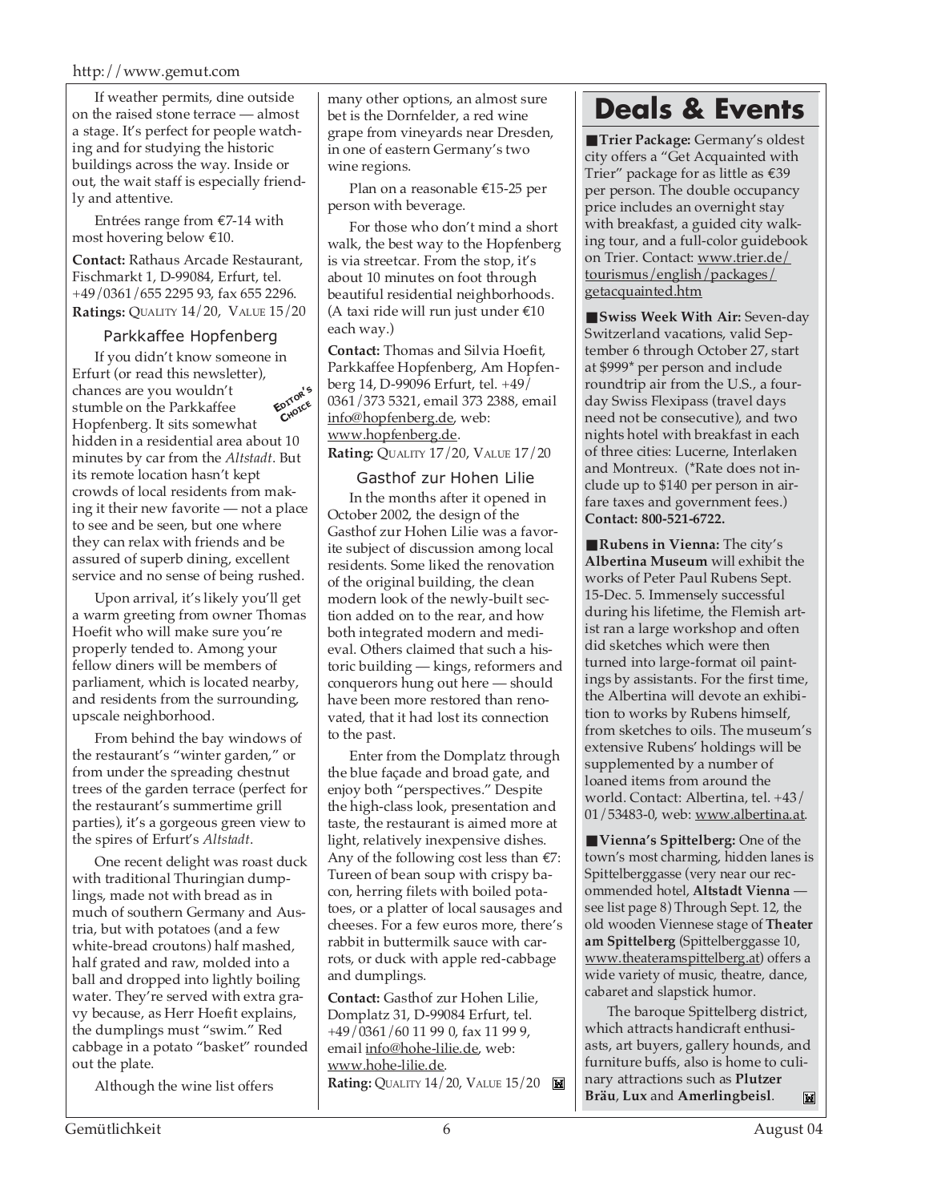If weather permits, dine outside on the raised stone terrace — almost a stage. It's perfect for people watching and for studying the historic buildings across the way. Inside or out, the wait staff is especially friendly and attentive.

Entrées range from €7-14 with most hovering below €10.

**Contact:** Rathaus Arcade Restaurant, Fischmarkt 1, D-99084, Erfurt, tel. +49/0361/655 2295 93, fax 655 2296.
**Ratings:** QUALITY 14/20, VALUE 15/20

### Parkkaffee Hopfenberg

EDITOR'S CHOICE

If you didn't know someone in Erfurt (or read this newsletter), chances are you wouldn't stumble on the Parkkaffee Hopfenberg. It sits somewhat hidden in a residential area about 10 minutes by car from the *Altstadt*. But its remote location hasn't kept crowds of local residents from making it their new favorite — not a place to see and be seen, but one where they can relax with friends and be assured of superb dining, excellent service and no sense of being rushed.

Upon arrival, it's likely you'll get a warm greeting from owner Thomas Hoefit who will make sure you're properly tended to. Among your fellow diners will be members of parliament, which is located nearby, and residents from the surrounding, upscale neighborhood.

From behind the bay windows of the restaurant's "winter garden," or from under the spreading chestnut trees of the garden terrace (perfect for the restaurant's summertime grill parties), it's a gorgeous green view to the spires of Erfurt's *Altstadt*.

One recent delight was roast duck with traditional Thuringian dumplings, made not with bread as in much of southern Germany and Austria, but with potatoes (and a few white-bread croutons) half mashed, half grated and raw, molded into a ball and dropped into lightly boiling water. They're served with extra gravy because, as Herr Hoefit explains, the dumplings must "swim." Red cabbage in a potato "basket" rounded out the plate.

Although the wine list offers many other options, an almost sure bet is the Dornfelder, a red wine grape from vineyards near Dresden, in one of eastern Germany's two wine regions.

Plan on a reasonable €15-25 per person with beverage.

For those who don't mind a short walk, the best way to the Hopfenberg is via streetcar. From the stop, it's about 10 minutes on foot through beautiful residential neighborhoods. (A taxi ride will run just under €10 each way.)

**Contact:** Thomas and Silvia Hoefit, Parkkaffee Hopfenberg, Am Hopfenberg 14, D-99096 Erfurt, tel. +49/0361/373 5321, email 373 2388, email info@hopfenberg.de, web: www.hopfenberg.de.
**Rating:** QUALITY 17/20, VALUE 17/20

### Gasthof zur Hohen Lilie

In the months after it opened in October 2002, the design of the Gasthof zur Hohen Lilie was a favorite subject of discussion among local residents. Some liked the renovation of the original building, the clean modern look of the newly-built section added on to the rear, and how both integrated modern and medieval. Others claimed that such a historic building — kings, reformers and conquerors hung out here — should have been more restored than renovated, that it had lost its connection to the past.

Enter from the Domplatz through the blue façade and broad gate, and enjoy both "perspectives." Despite the high-class look, presentation and taste, the restaurant is aimed more at light, relatively inexpensive dishes. Any of the following cost less than €7: Tureen of bean soup with crispy bacon, herring filets with boiled potatoes, or a platter of local sausages and cheeses. For a few euros more, there's rabbit in buttermilk sauce with carrots, or duck with apple red-cabbage and dumplings.

**Contact:** Gasthof zur Hohen Lilie, Domplatz 31, D-99084 Erfurt, tel. +49/0361/60 11 99 0, fax 11 99 9, email info@hohe-lilie.de, web: www.hohe-lilie.de.
**Rating:** QUALITY 14/20, VALUE 15/20

# Deals & Events

■ **Trier Package:** Germany's oldest city offers a "Get Acquainted with Trier" package for as little as €39 per person. The double occupancy price includes an overnight stay with breakfast, a guided city walking tour, and a full-color guidebook on Trier. Contact: www.trier.de/tourismus/english/packages/getacquainted.htm

■ **Swiss Week With Air:** Seven-day Switzerland vacations, valid September 6 through October 27, start at $999* per person and include roundtrip air from the U.S., a four-day Swiss Flexipass (travel days need not be consecutive), and two nights hotel with breakfast in each of three cities: Lucerne, Interlaken and Montreux. (*Rate does not include up to $140 per person in airfare taxes and government fees.) **Contact: 800-521-6722.**

■ **Rubens in Vienna:** The city's **Albertina Museum** will exhibit the works of Peter Paul Rubens Sept. 15-Dec. 5. Immensely successful during his lifetime, the Flemish artist ran a large workshop and often did sketches which were then turned into large-format oil paintings by assistants. For the first time, the Albertina will devote an exhibition to works by Rubens himself, from sketches to oils. The museum's extensive Rubens' holdings will be supplemented by a number of loaned items from around the world. Contact: Albertina, tel. +43/01/53483-0, web: www.albertina.at.

■ **Vienna's Spittelberg:** One of the town's most charming, hidden lanes is Spittelberggasse (very near our recommended hotel, **Altstadt Vienna** — see list page 8) Through Sept. 12, the old wooden Viennese stage of **Theater am Spittelberg** (Spittelberggasse 10, www.theateramspittelberg.at) offers a wide variety of music, theatre, dance, cabaret and slapstick humor.

The baroque Spittelberg district, which attracts handicraft enthusiasts, art buyers, gallery hounds, and furniture buffs, also is home to culinary attractions such as **Plutzer Bräu**, **Lux** and **Amerlingbeisl**.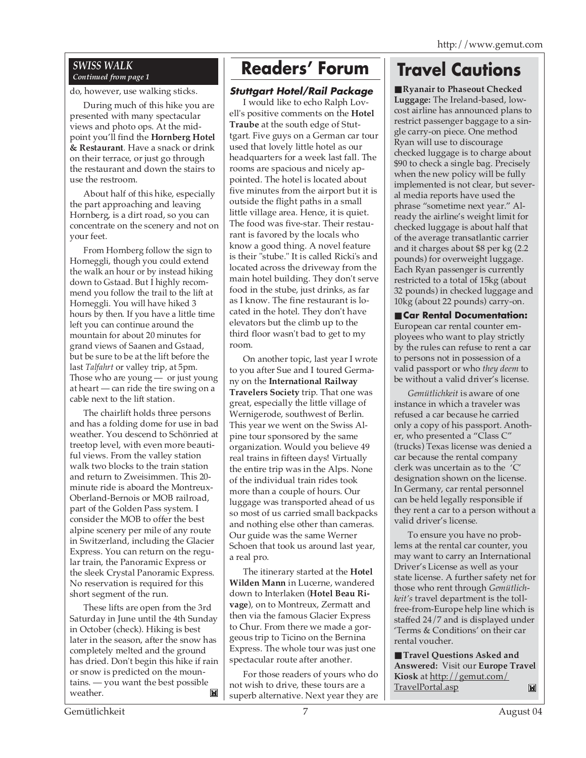### SWISS WALK
*Continued from page 1*

do, however, use walking sticks.

During much of this hike you are presented with many spectacular views and photo ops. At the midpoint you'll find the **Hornberg Hotel & Restaurant**. Have a snack or drink on their terrace, or just go through the restaurant and down the stairs to use the restroom.

About half of this hike, especially the part approaching and leaving Hornberg, is a dirt road, so you can concentrate on the scenery and not on your feet.

From Hornberg follow the sign to Horneggli, though you could extend the walk an hour or by instead hiking down to Gstaad. But I highly recommend you follow the trail to the lift at Horneggli. You will have hiked 3 hours by then. If you have a little time left you can continue around the mountain for about 20 minutes for grand views of Saanen and Gstaad, but be sure to be at the lift before the last *Talfahrt* or valley trip, at 5pm. Those who are young — or just young at heart — can ride the tire swing on a cable next to the lift station.

The chairlift holds three persons and has a folding dome for use in bad weather. You descend to Schönried at treetop level, with even more beautiful views. From the valley station walk two blocks to the train station and return to Zweisimmen. This 20-minute ride is aboard the Montreux-Oberland-Bernois or MOB railroad, part of the Golden Pass system. I consider the MOB to offer the best alpine scenery per mile of any route in Switzerland, including the Glacier Express. You can return on the regular train, the Panoramic Express or the sleek Crystal Panoramic Express. No reservation is required for this short segment of the run.

These lifts are open from the 3rd Saturday in June until the 4th Sunday in October (check). Hiking is best later in the season, after the snow has completely melted and the ground has dried. Don't begin this hike if rain or snow is predicted on the mountains. — you want the best possible weather.

# Readers' Forum

### Stuttgart Hotel/Rail Package

I would like to echo Ralph Lovell's positive comments on the **Hotel Traube** at the south edge of Stuttgart. Five guys on a German car tour used that lovely little hotel as our headquarters for a week last fall. The rooms are spacious and nicely appointed. The hotel is located about five minutes from the airport but it is outside the flight paths in a small little village area. Hence, it is quiet. The food was five-star. Their restaurant is favored by the locals who know a good thing. A novel feature is their "stube." It is called Ricki's and located across the driveway from the main hotel building. They don't serve food in the stube, just drinks, as far as I know. The fine restaurant is located in the hotel. They don't have elevators but the climb up to the third floor wasn't bad to get to my room.

On another topic, last year I wrote to you after Sue and I toured Germany on the **International Railway Travelers Society** trip. That one was great, especially the little village of Wernigerode, southwest of Berlin. This year we went on the Swiss Alpine tour sponsored by the same organization. Would you believe 49 real trains in fifteen days! Virtually the entire trip was in the Alps. None of the individual train rides took more than a couple of hours. Our luggage was transported ahead of us so most of us carried small backpacks and nothing else other than cameras. Our guide was the same Werner Schoen that took us around last year, a real pro.

The itinerary started at the **Hotel Wilden Mann** in Lucerne, wandered down to Interlaken (**Hotel Beau Rivage**), on to Montreux, Zermatt and then via the famous Glacier Express to Chur. From there we made a gorgeous trip to Ticino on the Bernina Express. The whole tour was just one spectacular route after another.

For those readers of yours who do not wish to drive, these tours are a superb alternative. Next year they are

# Travel Cautions

■ **Ryanair to Phaseout Checked Luggage:** The Ireland-based, low-cost airline has announced plans to restrict passenger baggage to a single carry-on piece. One method Ryan will use to discourage checked luggage is to charge about $90 to check a single bag. Precisely when the new policy will be fully implemented is not clear, but several media reports have used the phrase "sometime next year." Already the airline's weight limit for checked luggage is about half that of the average transatlantic carrier and it charges about $8 per kg (2.2 pounds) for overweight luggage. Each Ryan passenger is currently restricted to a total of 15kg (about 32 pounds) in checked luggage and 10kg (about 22 pounds) carry-on.

■ **Car Rental Documentation:** European car rental counter employees who want to play strictly by the rules can refuse to rent a car to persons not in possession of a valid passport or who *they deem* to be without a valid driver's license.

*Gemütlichkeit* is aware of one instance in which a traveler was refused a car because he carried only a copy of his passport. Another, who presented a "Class C" (trucks) Texas license was denied a car because the rental company clerk was uncertain as to the 'C' designation shown on the license. In Germany, car rental personnel can be held legally responsible if they rent a car to a person without a valid driver's license.

To ensure you have no problems at the rental car counter, you may want to carry an International Driver's License as well as your state license. A further safety net for those who rent through *Gemütlichkeit's* travel department is the toll-free-from-Europe help line which is staffed 24/7 and is displayed under 'Terms & Conditions' on their car rental voucher.

■ **Travel Questions Asked and Answered:** Visit our **Europe Travel Kiosk** at http://gemut.com/TravelPortal.asp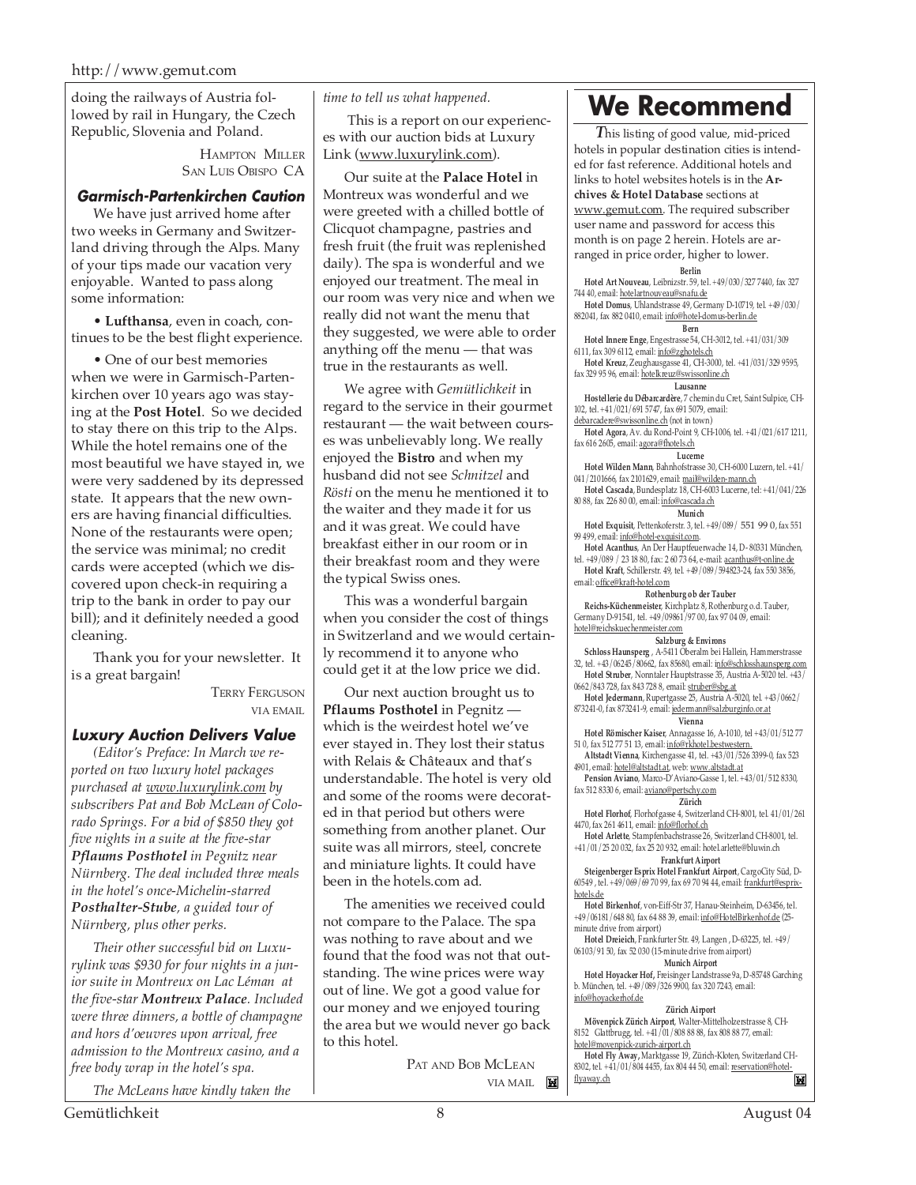doing the railways of Austria followed by rail in Hungary, the Czech Republic, Slovenia and Poland.

HAMPTON MILLER
SAN LUIS OBISPO CA

### Garmisch-Partenkirchen Caution

We have just arrived home after two weeks in Germany and Switzerland driving through the Alps. Many of your tips made our vacation very enjoyable. Wanted to pass along some information:

• **Lufthansa**, even in coach, continues to be the best flight experience.

• One of our best memories when we were in Garmisch-Partenkirchen over 10 years ago was staying at the **Post Hotel**. So we decided to stay there on this trip to the Alps. While the hotel remains one of the most beautiful we have stayed in, we were very saddened by its depressed state. It appears that the new owners are having financial difficulties. None of the restaurants were open; the service was minimal; no credit cards were accepted (which we discovered upon check-in requiring a trip to the bank in order to pay our bill); and it definitely needed a good cleaning.

Thank you for your newsletter. It is a great bargain!

TERRY FERGUSON
VIA EMAIL

### Luxury Auction Delivers Value

*(Editor's Preface: In March we reported on two luxury hotel packages purchased at www.luxurylink.com by subscribers Pat and Bob McLean of Colorado Springs. For a bid of $850 they got five nights in a suite at the five-star **Pflaums Posthotel** in Pegnitz near Nürnberg. The deal included three meals in the hotel's once-Michelin-starred **Posthalter-Stube**, a guided tour of Nürnberg, plus other perks.*

*Their other successful bid on Luxurylink was $930 for four nights in a junior suite in Montreux on Lac Léman at the five-star **Montreux Palace**. Included were three dinners, a bottle of champagne and hors d'oeuvres upon arrival, free admission to the Montreux casino, and a free body wrap in the hotel's spa.*

*The McLeans have kindly taken the time to tell us what happened.*

This is a report on our experiences with our auction bids at Luxury Link (www.luxurylink.com).

Our suite at the **Palace Hotel** in Montreux was wonderful and we were greeted with a chilled bottle of Clicquot champagne, pastries and fresh fruit (the fruit was replenished daily). The spa is wonderful and we enjoyed our treatment. The meal in our room was very nice and when we really did not want the menu that they suggested, we were able to order anything off the menu — that was true in the restaurants as well.

We agree with *Gemütlichkeit* in regard to the service in their gourmet restaurant — the wait between courses was unbelievably long. We really enjoyed the **Bistro** and when my husband did not see *Schnitzel* and *Rösti* on the menu he mentioned it to the waiter and they made it for us and it was great. We could have breakfast either in our room or in their breakfast room and they were the typical Swiss ones.

This was a wonderful bargain when you consider the cost of things in Switzerland and we would certainly recommend it to anyone who could get it at the low price we did.

Our next auction brought us to **Pflaums Posthotel** in Pegnitz — which is the weirdest hotel we've ever stayed in. They lost their status with Relais & Châteaux and that's understandable. The hotel is very old and some of the rooms were decorated in that period but others were something from another planet. Our suite was all mirrors, steel, concrete and miniature lights. It could have been in the hotels.com ad.

The amenities we received could not compare to the Palace. The spa was nothing to rave about and we found that the food was not that outstanding. The wine prices were way out of line. We got a good value for our money and we enjoyed touring the area but we would never go back to this hotel.

PAT AND BOB MCLEAN
VIA MAIL

# We Recommend

*T*his listing of good value, mid-priced hotels in popular destination cities is intended for fast reference. Additional hotels and links to hotel websites hotels is in the **Archives & Hotel Database** sections at www.gemut.com. The required subscriber user name and password for access this month is on page 2 herein. Hotels are arranged in price order, higher to lower.

**Berlin**

**Hotel Art Nouveau**, Leibnizstr. 59, tel. +49/030/327 7440, fax 327 744 40, email: hotelartnouveau@snafu.de

**Hotel Domus**, Uhlandstrasse 49, Germany D-10719, tel. +49/030/882041, fax 882 0410, email: info@hotel-domus-berlin.de

**Bern**

**Hotel Innere Enge**, Engestrasse 54, CH-3012, tel. +41/031/309 6111, fax 309 6112, email: info@zghotels.ch

**Hotel Kreuz**, Zeughausgasse 41, CH-3000, tel. +41/031/329 9595, fax 329 95 96, email: hotelkreuz@swissonline.ch

**Lausanne**

**Hostellerie du Débarcardère**, 7 chemin du Cret, Saint Sulpice, CH-102, tel. +41/021/691 5747, fax 691 5079, email: debarcadere@swissonline.ch (not in town)

**Hotel Agora**, Av. du Rond-Point 9, CH-1006, tel. +41/021/617 1211, fax 616 2605, email: agora@fhotels.ch

**Lucerne**

**Hotel Wilden Mann**, Bahnhofstrasse 30, CH-6000 Luzern, tel. +41/041/2101666, fax 2101629, email: mail@wilden-mann.ch

**Hotel Cascada**, Bundesplatz 18, CH-6003 Lucerne, tel: +41/041/226 80 88, fax 226 80 00, email: info@cascada.ch

**Munich**

**Hotel Exquisit**, Pettenkoferstr. 3, tel. +49/089/ 551 99 0, fax 551 99 499, email: info@hotel-exquisit.com.

**Hotel Acanthus**, An Der Hauptfeuerwache 14, D- 80331 München, tel. +49/089 / 23 18 80, fax: 2 60 73 64, e-mail: acanthus@t-online.de

**Hotel Kraft**, Schillerstr. 49, tel. +49/089/594823-24, fax 550 3856, email: office@kraft-hotel.com

**Rothenburg ob der Tauber**

**Reichs-Küchenmeister**, Kirchplatz 8, Rothenburg o.d. Tauber, Germany D-91541, tel. +49/09861/97 00, fax 97 04 09, email: hotel@reichskuechenmeister.com

**Salzburg & Environs**

**Schloss Haunsperg** , A-5411 Oberalm bei Hallein, Hammerstrasse 32, tel. +43/06245/80662, fax 85680, email: info@schlosshaunsperg.com

**Hotel Struber**, Nonntaler Hauptstrasse 35, Austria A-5020 tel. +43/0662/843 728, fax 843 728 8, email: struber@sbg.at

**Hotel Jedermann**, Rupertgasse 25, Austria A-5020, tel. +43/0662/873241-0, fax 873241-9, email: jedermann@salzburginfo.or.at

**Vienna**

**Hotel Römischer Kaiser**, Annagasse 16, A-1010, tel +43/01/512 77 51 0, fax 512 77 51 13, email: info@rkhotel.bestwestern.

**Altstadt Vienna**, Kirchengasse 41, tel. +43/01/526 3399-0, fax 523 4901, email: hotel@altstadt.at, web: www.altstadt.at

**Pension Aviano**, Marco-D'Aviano-Gasse 1, tel. +43/01/512 8330, fax 512 8330 6, email: aviano@pertschy.com

**Zürich**

**Hotel Florhof**, Florhofgasse 4, Switzerland CH-8001, tel. 41/01/261 4470, fax 261 4611, email: info@florhof.ch

**Hotel Arlette**, Stampfenbachstrasse 26, Switzerland CH-8001, tel. +41/01/25 20 032, fax 25 20 932, email: hotel.arlette@bluwin.ch

**Frankfurt Airport**

**Steigenberger Esprix Hotel Frankfurt Airport**, CargoCity Süd, D-60549 , tel. +49/069/69 70 99, fax 69 70 94 44, email: frankfurt@esprix-hotels.de

**Hotel Birkenhof**, von-Eiff-Str 37, Hanau-Steinheim, D-63456, tel. +49/06181/648 80, fax 64 88 39, email: info@HotelBirkenhof.de (25-minute drive from airport)

**Hotel Dreieich**, Frankfurter Str. 49, Langen , D-63225, tel. +49/06103/91 50, fax 52 030 (15-minute drive from airport)

**Munich Airport**

**Hotel Hoyacker Hof**, Freisinger Landstrasse 9a, D-85748 Garching b. München, tel. +49/089/326 9900, fax 320 7243, email: info@hoyackerhof.de

**Zürich Airport**

**Mövenpick Zürich Airport**, Walter-Mittelholzerstrasse 8, CH-8152 Glattbrugg, tel. +41/01/808 88 88, fax 808 88 77, email: hotel@movenpick-zurich-airport.ch

**Hotel Fly Away**, Marktgasse 19, Zürich-Kloten, Switzerland CH-8302, tel. +41/01/804 4455, fax 804 44 50, email: reservation@hotel-flyaway.ch